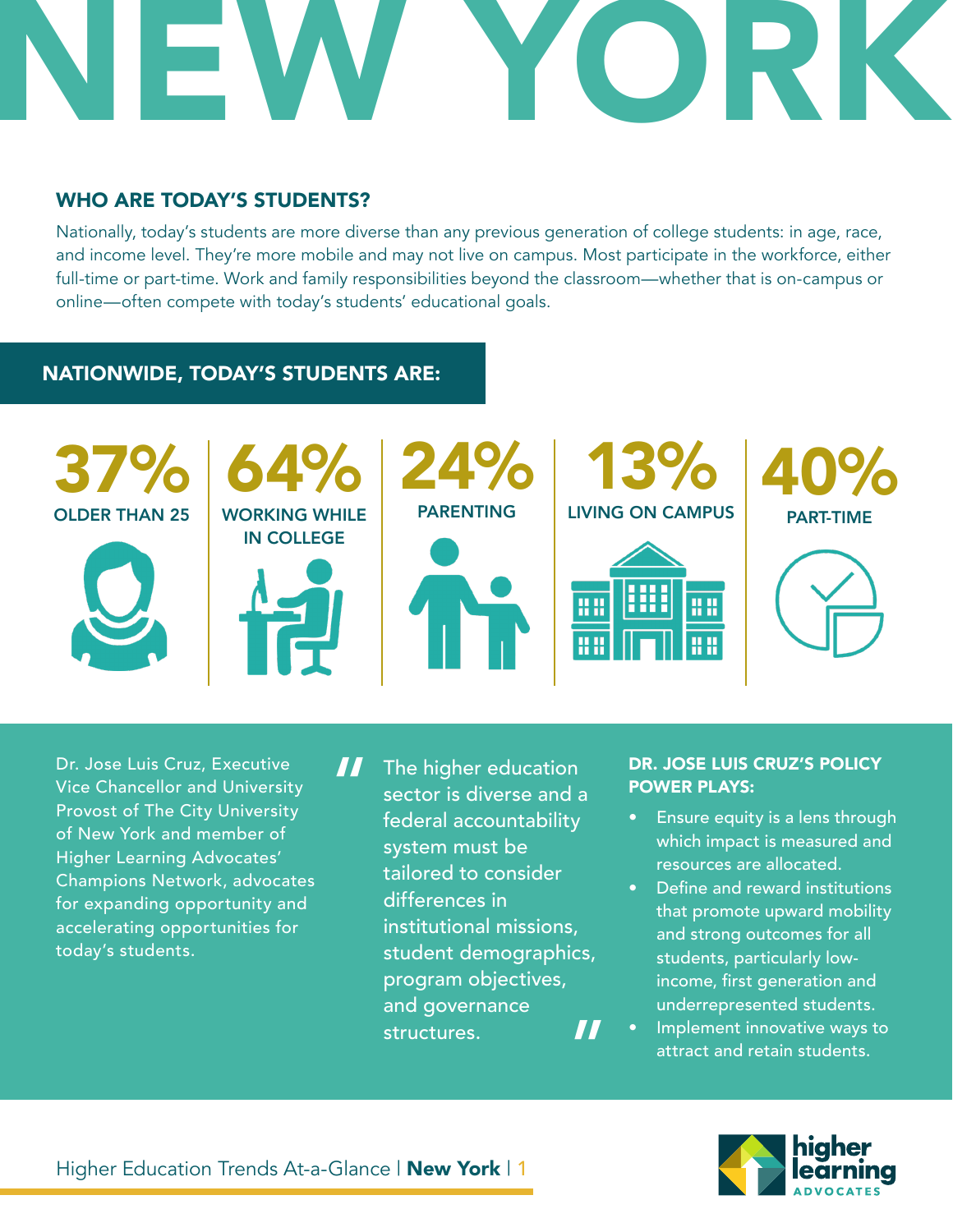# NEW YORK

## WHO ARE TODAY'S STUDENTS?

Nationally, today's students are more diverse than any previous generation of college students: in age, race, and income level. They're more mobile and may not live on campus. Most participate in the workforce, either full-time or part-time. Work and family responsibilities beyond the classroom—whether that is on-campus or online—often compete with today's students' educational goals.

## NATIONWIDE, TODAY'S STUDENTS ARE:

- **37%** OLDER THAN 25
- **64%** WORKING WHILE IN COLLEGE
- **24%** PARENTING
- **13%** LIVING ON CAMPUS
- **40%** PART-TIME

Dr. Jose Luis Cruz, Executive Vice Chancellor and University Provost of The City University of New York and member of Higher Learning Advocates' Champions Network, advocates for expanding opportunity and accelerating opportunities for today's students.

> "The higher education sector is diverse and a federal accountability system must be tailored to consider differences in institutional missions, student demographics, program objectives, and governance structures."

### DR. JOSE LUIS CRUZ'S POLICY POWER PLAYS:

- Ensure equity is a lens through which impact is measured and resources are allocated.
- Define and reward institutions that promote upward mobility and strong outcomes for all students, particularly low-income, first generation and underrepresented students.
- Implement innovative ways to attract and retain students.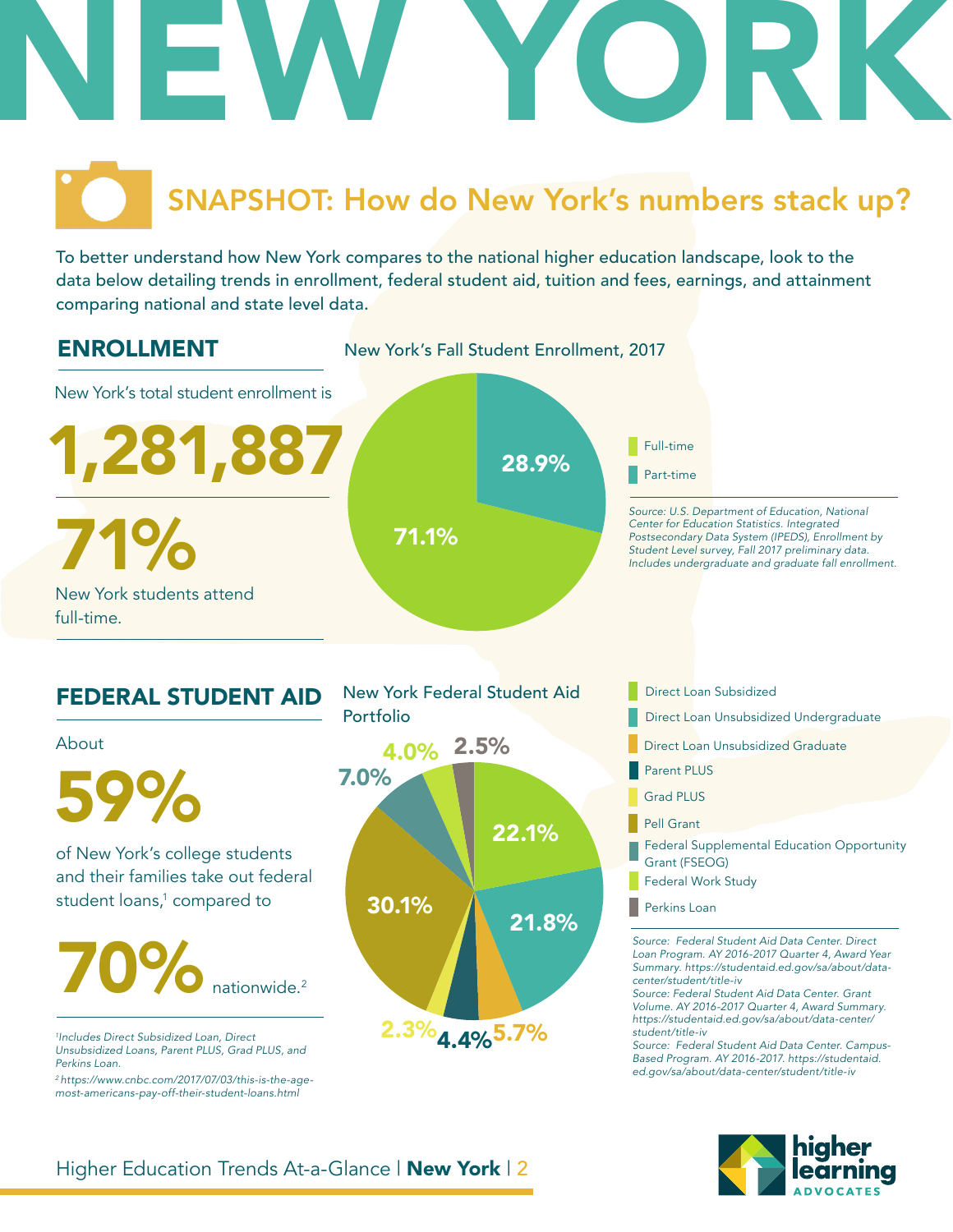# NEW YORK

## SNAPSHOT: How do New York's numbers stack up?

To better understand how New York compares to the national higher education landscape, look to the data below detailing trends in enrollment, federal student aid, tuition and fees, earnings, and attainment comparing national and state level data.

## ENROLLMENT

New York's total student enrollment is

**1,281,887**

**71%**

New York students attend full-time.

### New York's Fall Student Enrollment, 2017

| Category | Percentage |
|---|---|
| Full-time | 71.1% |
| Part-time | 28.9% |

*Source: U.S. Department of Education, National Center for Education Statistics. Integrated Postsecondary Data System (IPEDS), Enrollment by Student Level survey, Fall 2017 preliminary data. Includes undergraduate and graduate fall enrollment.*

## FEDERAL STUDENT AID

About

**59%**

of New York's college students and their families take out federal student loans,[1] compared to

**70%** nationwide.[2]

*[1]Includes Direct Subsidized Loan, Direct Unsubsidized Loans, Parent PLUS, Grad PLUS, and Perkins Loan.*

*[2]https://www.cnbc.com/2017/07/03/this-is-the-age-most-americans-pay-off-their-student-loans.html*

### New York Federal Student Aid Portfolio

| Category | Percentage |
|---|---|
| Direct Loan Subsidized | 22.1% |
| Direct Loan Unsubsidized Undergraduate | 21.8% |
| Direct Loan Unsubsidized Graduate | 5.7% |
| Parent PLUS | 4.4% |
| Grad PLUS | 2.3% |
| Pell Grant | 30.1% |
| Federal Supplemental Education Opportunity Grant (FSEOG) | 7.0% |
| Federal Work Study | 4.0% |
| Perkins Loan | 2.5% |

*Source: Federal Student Aid Data Center. Direct Loan Program. AY 2016-2017 Quarter 4, Award Year Summary. https://studentaid.ed.gov/sa/about/data-center/student/title-iv*

*Source: Federal Student Aid Data Center. Grant Volume. AY 2016-2017 Quarter 4, Award Summary. https://studentaid.ed.gov/sa/about/data-center/student/title-iv*

*Source: Federal Student Aid Data Center. Campus-Based Program. AY 2016-2017. https://studentaid.ed.gov/sa/about/data-center/student/title-iv*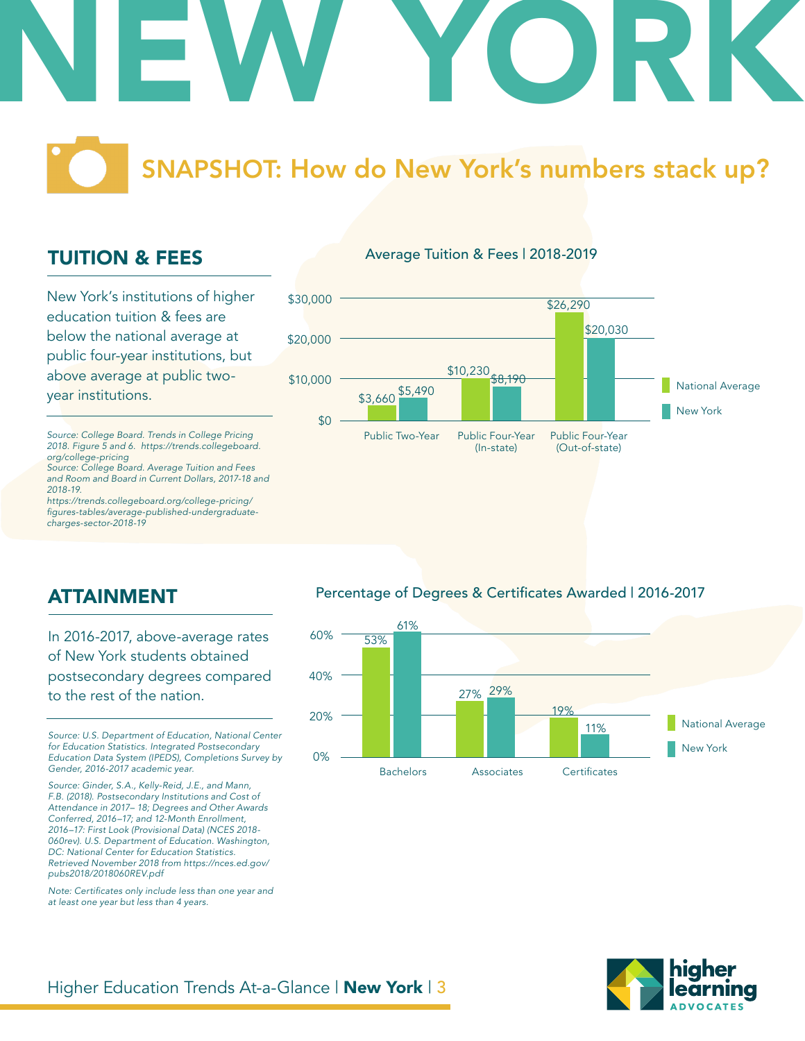# NEW YORK

## SNAPSHOT: How do New York's numbers stack up?

### TUITION & FEES

New York's institutions of higher education tuition & fees are below the national average at public four-year institutions, but above average at public two-year institutions.

*Source: College Board. Trends in College Pricing 2018. Figure 5 and 6. https://trends.collegeboard.org/college-pricing*
*Source: College Board. Average Tuition and Fees and Room and Board in Current Dollars, 2017-18 and 2018-19. https://trends.collegeboard.org/college-pricing/figures-tables/average-published-undergraduate-charges-sector-2018-19*

**Average Tuition & Fees | 2018-2019**

| | National Average | New York |
|---|---|---|
| Public Two-Year | $3,660 | $5,490 |
| Public Four-Year (In-state) | $10,230 | $8,190 |
| Public Four-Year (Out-of-state) | $26,290 | $20,030 |

### ATTAINMENT

In 2016-2017, above-average rates of New York students obtained postsecondary degrees compared to the rest of the nation.

*Source: U.S. Department of Education, National Center for Education Statistics. Integrated Postsecondary Education Data System (IPEDS), Completions Survey by Gender, 2016-2017 academic year.*

*Source: Ginder, S.A., Kelly-Reid, J.E., and Mann, F.B. (2018). Postsecondary Institutions and Cost of Attendance in 2017– 18; Degrees and Other Awards Conferred, 2016–17; and 12-Month Enrollment, 2016–17: First Look (Provisional Data) (NCES 2018-060rev). U.S. Department of Education. Washington, DC: National Center for Education Statistics. Retrieved November 2018 from https://nces.ed.gov/pubs2018/2018060REV.pdf*

*Note: Certificates only include less than one year and at least one year but less than 4 years.*

**Percentage of Degrees & Certificates Awarded | 2016-2017**

| | National Average | New York |
|---|---|---|
| Bachelors | 53% | 61% |
| Associates | 27% | 29% |
| Certificates | 19% | 11% |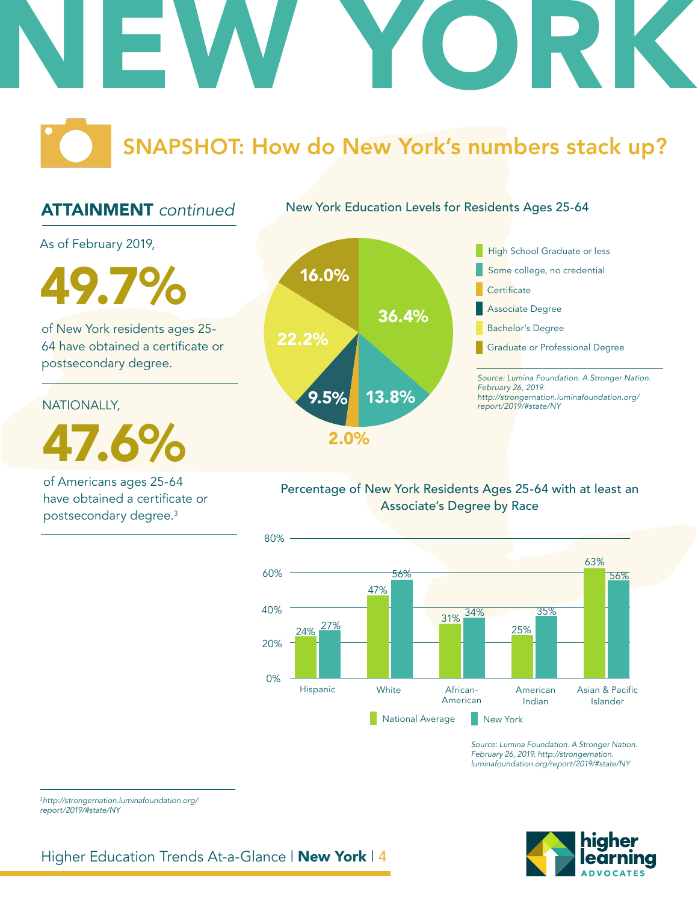# NEW YORK

## SNAPSHOT: How do New York's numbers stack up?

### ATTAINMENT *continued*

As of February 2019,

**49.7%**

of New York residents ages 25-64 have obtained a certificate or postsecondary degree.

NATIONALLY,

**47.6%**

of Americans ages 25-64 have obtained a certificate or postsecondary degree.[3]

**New York Education Levels for Residents Ages 25-64**

| Education Level | Percentage |
|---|---|
| High School Graduate or less | 36.4% |
| Some college, no credential | 13.8% |
| Certificate | 2.0% |
| Associate Degree | 9.5% |
| Bachelor's Degree | 22.2% |
| Graduate or Professional Degree | 16.0% |

*Source: Lumina Foundation. A Stronger Nation. February 26, 2019. http://strongernation.luminafoundation.org/report/2019/#state/NY*

**Percentage of New York Residents Ages 25-64 with at least an Associate's Degree by Race**

| Race | National Average | New York |
|---|---|---|
| Hispanic | 24% | 27% |
| White | 47% | 56% |
| African-American | 31% | 34% |
| American Indian | 25% | 35% |
| Asian & Pacific Islander | 63% | 56% |

*Source: Lumina Foundation. A Stronger Nation. February 26, 2019. http://strongernation.luminafoundation.org/report/2019/#state/NY*

---

[3] *http://strongernation.luminafoundation.org/report/2019/#state/NY*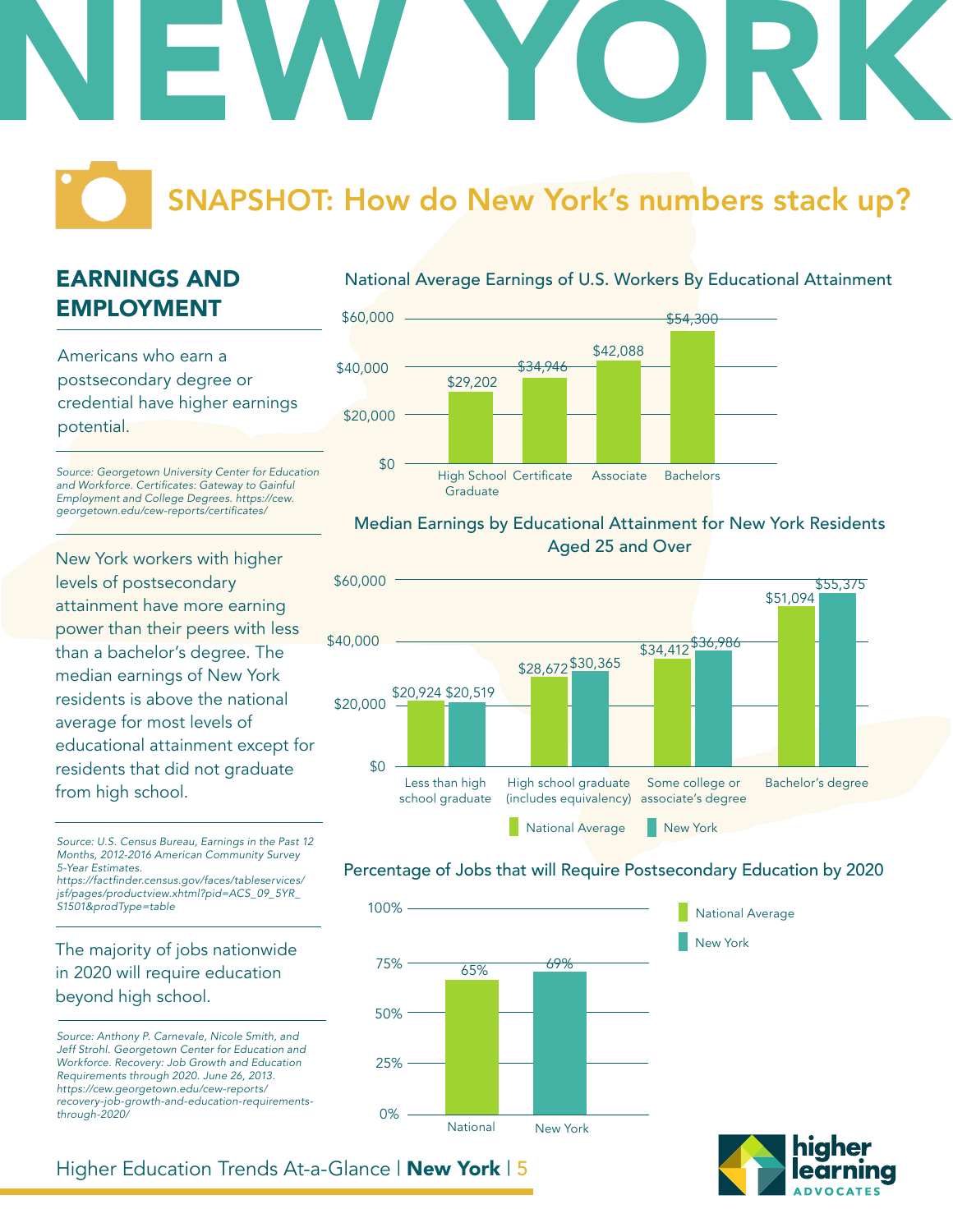# NEW YORK

## SNAPSHOT: How do New York's numbers stack up?

### EARNINGS AND EMPLOYMENT

Americans who earn a postsecondary degree or credential have higher earnings potential.

*Source: Georgetown University Center for Education and Workforce. Certificates: Gateway to Gainful Employment and College Degrees. https://cew.georgetown.edu/cew-reports/certificates/*

New York workers with higher levels of postsecondary attainment have more earning power than their peers with less than a bachelor's degree. The median earnings of New York residents is above the national average for most levels of educational attainment except for residents that did not graduate from high school.

*Source: U.S. Census Bureau, Earnings in the Past 12 Months, 2012-2016 American Community Survey 5-Year Estimates. https://factfinder.census.gov/faces/tableservices/jsf/pages/productview.xhtml?pid=ACS_09_5YR_S1501&prodType=table*

The majority of jobs nationwide in 2020 will require education beyond high school.

*Source: Anthony P. Carnevale, Nicole Smith, and Jeff Strohl. Georgetown Center for Education and Workforce. Recovery: Job Growth and Education Requirements through 2020. June 26, 2013. https://cew.georgetown.edu/cew-reports/recovery-job-growth-and-education-requirements-through-2020/*

**National Average Earnings of U.S. Workers By Educational Attainment**

| Educational Attainment | Earnings |
|---|---|
| High School Graduate | $29,202 |
| Certificate | $34,946 |
| Associate | $42,088 |
| Bachelors | $54,300 |

**Median Earnings by Educational Attainment for New York Residents Aged 25 and Over**

| Educational Attainment | National Average | New York |
|---|---|---|
| Less than high school graduate | $20,924 | $20,519 |
| High school graduate (includes equivalency) | $28,672 | $30,365 |
| Some college or associate's degree | $34,412 | $36,986 |
| Bachelor's degree | $51,094 | $55,375 |

**Percentage of Jobs that will Require Postsecondary Education by 2020**

| | Percentage |
|---|---|
| National | 65% |
| New York | 69% |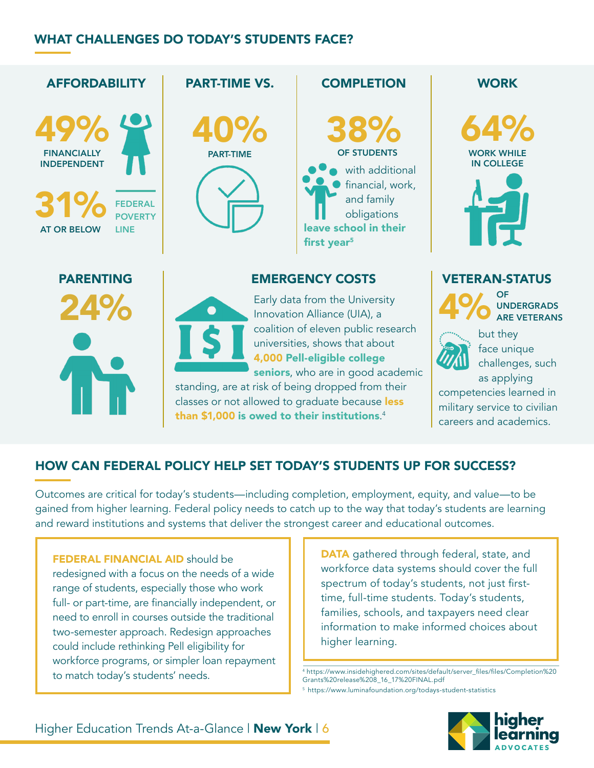## WHAT CHALLENGES DO TODAY'S STUDENTS FACE?

### AFFORDABILITY

**49%** FINANCIALLY INDEPENDENT

**31%** AT OR BELOW FEDERAL POVERTY LINE

### PART-TIME VS.

**40%** PART-TIME

### COMPLETION

**38%** OF STUDENTS with additional financial, work, and family obligations **leave school in their first year**[5]

### WORK

**64%** WORK WHILE IN COLLEGE

### PARENTING

**24%**

### EMERGENCY COSTS

Early data from the University Innovation Alliance (UIA), a coalition of eleven public research universities, shows that about **4,000 Pell-eligible college seniors**, who are in good academic standing, are at risk of being dropped from their classes or not allowed to graduate because **less than $1,000 is owed to their institutions.**[4]

### VETERAN-STATUS

**4%** OF UNDERGRADS ARE VETERANS but they face unique challenges, such as applying competencies learned in military service to civilian careers and academics.

## HOW CAN FEDERAL POLICY HELP SET TODAY'S STUDENTS UP FOR SUCCESS?

Outcomes are critical for today's students—including completion, employment, equity, and value—to be gained from higher learning. Federal policy needs to catch up to the way that today's students are learning and reward institutions and systems that deliver the strongest career and educational outcomes.

**FEDERAL FINANCIAL AID** should be redesigned with a focus on the needs of a wide range of students, especially those who work full- or part-time, are financially independent, or need to enroll in courses outside the traditional two-semester approach. Redesign approaches could include rethinking Pell eligibility for workforce programs, or simpler loan repayment to match today's students' needs.

**DATA** gathered through federal, state, and workforce data systems should cover the full spectrum of today's students, not just first-time, full-time students. Today's students, families, schools, and taxpayers need clear information to make informed choices about higher learning.

[4] https://www.insidehighered.com/sites/default/server_files/files/Completion%20Grants%20release%208_16_17%20FINAL.pdf

[5] https://www.luminafoundation.org/todays-student-statistics